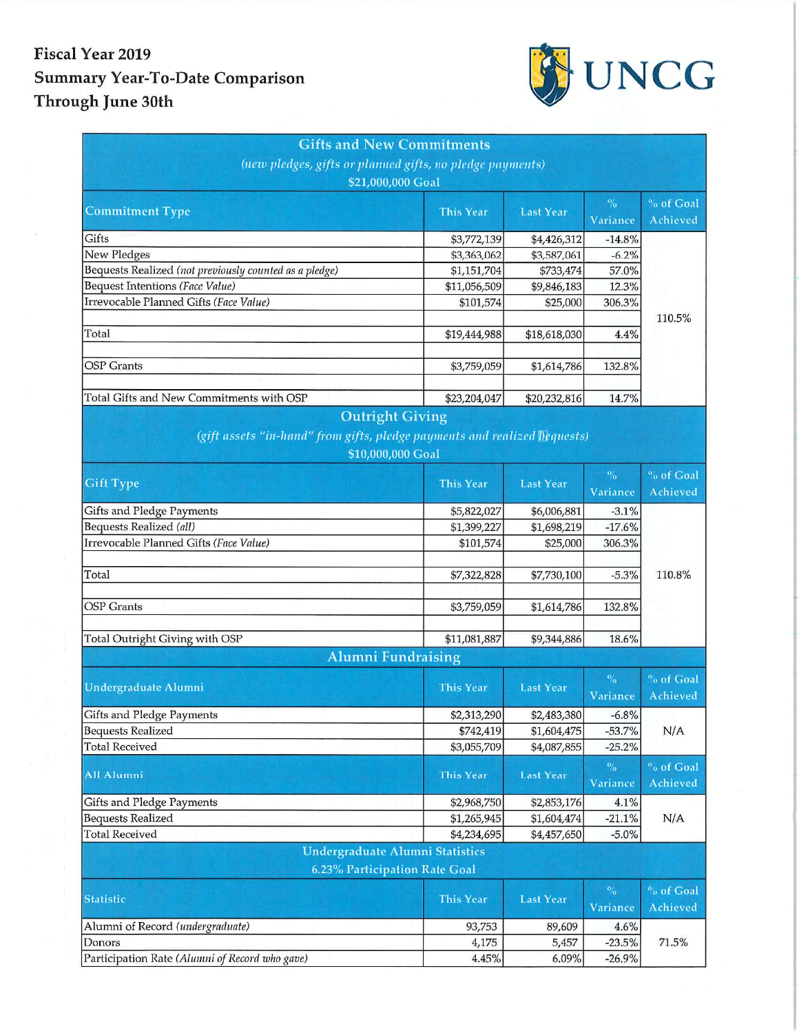# Fiscal Year 2019
# Summary Year-To-Date Comparison
# Through June 30th

UNCG

## Gifts and New Commitments

*(new pledges, gifts or planned gifts, no pledge payments)*

$21,000,000 Goal

| Commitment Type | This Year | Last Year | % Variance | % of Goal Achieved |
|---|---|---|---|---|
| Gifts | $3,772,139 | $4,426,312 | -14.8% | |
| New Pledges | $3,363,062 | $3,587,061 | -6.2% | |
| Bequests Realized *(not previously counted as a pledge)* | $1,151,704 | $733,474 | 57.0% | |
| Bequest Intentions *(Face Value)* | $11,056,509 | $9,846,183 | 12.3% | |
| Irrevocable Planned Gifts *(Face Value)* | $101,574 | $25,000 | 306.3% | |
| | | | | 110.5% |
| Total | $19,444,988 | $18,618,030 | 4.4% | |
| | | | | |
| OSP Grants | $3,759,059 | $1,614,786 | 132.8% | |
| | | | | |
| Total Gifts and New Commitments with OSP | $23,204,047 | $20,232,816 | 14.7% | |

## Outright Giving

*(gift assets "in-hand" from gifts, pledge payments and realized Bequests)*

$10,000,000 Goal

| Gift Type | This Year | Last Year | % Variance | % of Goal Achieved |
|---|---|---|---|---|
| Gifts and Pledge Payments | $5,822,027 | $6,006,881 | -3.1% | |
| Bequests Realized *(all)* | $1,399,227 | $1,698,219 | -17.6% | |
| Irrevocable Planned Gifts *(Face Value)* | $101,574 | $25,000 | 306.3% | |
| | | | | |
| Total | $7,322,828 | $7,730,100 | -5.3% | 110.8% |
| | | | | |
| OSP Grants | $3,759,059 | $1,614,786 | 132.8% | |
| | | | | |
| Total Outright Giving with OSP | $11,081,887 | $9,344,886 | 18.6% | |

## Alumni Fundraising

| Undergraduate Alumni | This Year | Last Year | % Variance | % of Goal Achieved |
|---|---|---|---|---|
| Gifts and Pledge Payments | $2,313,290 | $2,483,380 | -6.8% | |
| Bequests Realized | $742,419 | $1,604,475 | -53.7% | N/A |
| Total Received | $3,055,709 | $4,087,855 | -25.2% | |

| All Alumni | This Year | Last Year | % Variance | % of Goal Achieved |
|---|---|---|---|---|
| Gifts and Pledge Payments | $2,968,750 | $2,853,176 | 4.1% | |
| Bequests Realized | $1,265,945 | $1,604,474 | -21.1% | N/A |
| Total Received | $4,234,695 | $4,457,650 | -5.0% | |

## Undergraduate Alumni Statistics

6.23% Participation Rate Goal

| Statistic | This Year | Last Year | % Variance | % of Goal Achieved |
|---|---|---|---|---|
| Alumni of Record *(undergraduate)* | 93,753 | 89,609 | 4.6% | |
| Donors | 4,175 | 5,457 | -23.5% | 71.5% |
| Participation Rate *(Alumni of Record who gave)* | 4.45% | 6.09% | -26.9% | |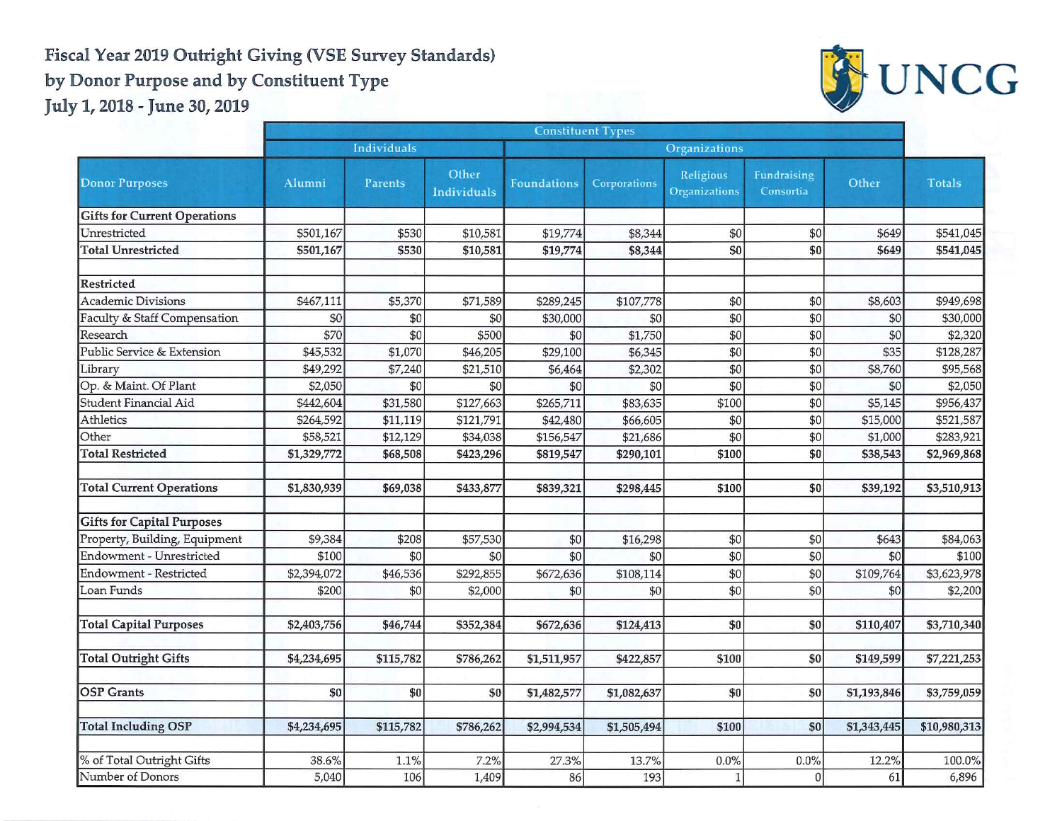# Fiscal Year 2019 Outright Giving (VSE Survey Standards) by Donor Purpose and by Constituent Type

## July 1, 2018 - June 30, 2019

UNCG

| | Constituent Types | | | | | | | | |
|---|---|---|---|---|---|---|---|---|---|
| | Individuals | | | Organizations | | | | | |
| Donor Purposes | Alumni | Parents | Other Individuals | Foundations | Corporations | Religious Organizations | Fundraising Consortia | Other | Totals |
| **Gifts for Current Operations** | | | | | | | | | |
| Unrestricted | $501,167 | $530 | $10,581 | $19,774 | $8,344 | $0 | $0 | $649 | $541,045 |
| **Total Unrestricted** | **$501,167** | **$530** | **$10,581** | **$19,774** | **$8,344** | **$0** | **$0** | **$649** | **$541,045** |
| | | | | | | | | | |
| **Restricted** | | | | | | | | | |
| Academic Divisions | $467,111 | $5,370 | $71,589 | $289,245 | $107,778 | $0 | $0 | $8,603 | $949,698 |
| Faculty & Staff Compensation | $0 | $0 | $0 | $30,000 | $0 | $0 | $0 | $0 | $30,000 |
| Research | $70 | $0 | $500 | $0 | $1,750 | $0 | $0 | $0 | $2,320 |
| Public Service & Extension | $45,532 | $1,070 | $46,205 | $29,100 | $6,345 | $0 | $0 | $35 | $128,287 |
| Library | $49,292 | $7,240 | $21,510 | $6,464 | $2,302 | $0 | $0 | $8,760 | $95,568 |
| Op. & Maint. Of Plant | $2,050 | $0 | $0 | $0 | $0 | $0 | $0 | $0 | $2,050 |
| Student Financial Aid | $442,604 | $31,580 | $127,663 | $265,711 | $83,635 | $100 | $0 | $5,145 | $956,437 |
| Athletics | $264,592 | $11,119 | $121,791 | $42,480 | $66,605 | $0 | $0 | $15,000 | $521,587 |
| Other | $58,521 | $12,129 | $34,038 | $156,547 | $21,686 | $0 | $0 | $1,000 | $283,921 |
| **Total Restricted** | **$1,329,772** | **$68,508** | **$423,296** | **$819,547** | **$290,101** | **$100** | **$0** | **$38,543** | **$2,969,868** |
| | | | | | | | | | |
| **Total Current Operations** | **$1,830,939** | **$69,038** | **$433,877** | **$839,321** | **$298,445** | **$100** | **$0** | **$39,192** | **$3,510,913** |
| | | | | | | | | | |
| **Gifts for Capital Purposes** | | | | | | | | | |
| Property, Building, Equipment | $9,384 | $208 | $57,530 | $0 | $16,298 | $0 | $0 | $643 | $84,063 |
| Endowment - Unrestricted | $100 | $0 | $0 | $0 | $0 | $0 | $0 | $0 | $100 |
| Endowment - Restricted | $2,394,072 | $46,536 | $292,855 | $672,636 | $108,114 | $0 | $0 | $109,764 | $3,623,978 |
| Loan Funds | $200 | $0 | $2,000 | $0 | $0 | $0 | $0 | $0 | $2,200 |
| | | | | | | | | | |
| **Total Capital Purposes** | **$2,403,756** | **$46,744** | **$352,384** | **$672,636** | **$124,413** | **$0** | **$0** | **$110,407** | **$3,710,340** |
| | | | | | | | | | |
| **Total Outright Gifts** | **$4,234,695** | **$115,782** | **$786,262** | **$1,511,957** | **$422,857** | **$100** | **$0** | **$149,599** | **$7,221,253** |
| | | | | | | | | | |
| **OSP Grants** | **$0** | **$0** | **$0** | **$1,482,577** | **$1,082,637** | **$0** | **$0** | **$1,193,846** | **$3,759,059** |
| | | | | | | | | | |
| **Total Including OSP** | **$4,234,695** | **$115,782** | **$786,262** | **$2,994,534** | **$1,505,494** | **$100** | **$0** | **$1,343,445** | **$10,980,313** |
| | | | | | | | | | |
| % of Total Outright Gifts | 38.6% | 1.1% | 7.2% | 27.3% | 13.7% | 0.0% | 0.0% | 12.2% | 100.0% |
| Number of Donors | 5,040 | 106 | 1,409 | 86 | 193 | 1 | 0 | 61 | 6,896 |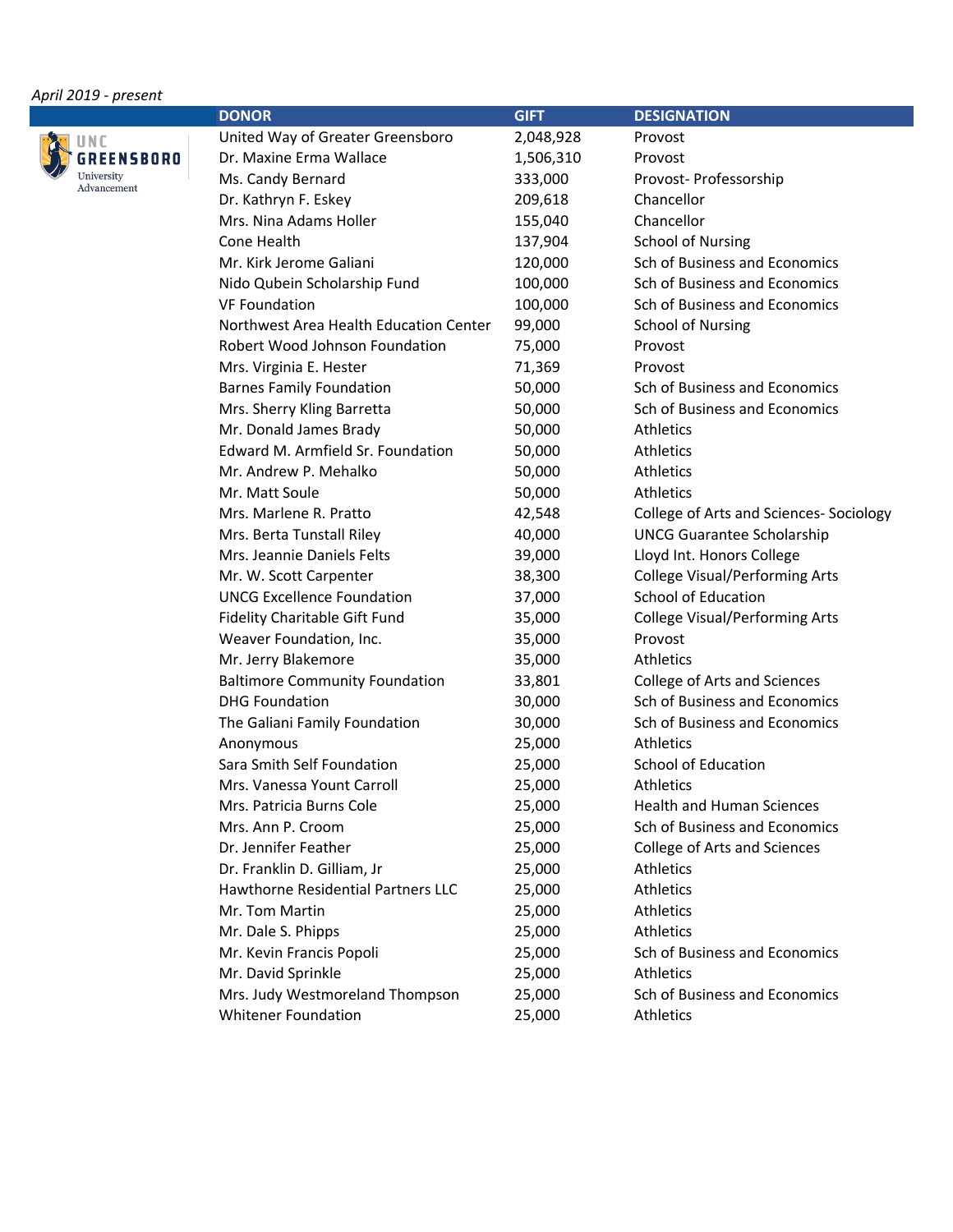*April 2019 - present*

UNC GREENSBORO University Advancement

| DONOR | GIFT | DESIGNATION |
|---|---|---|
| United Way of Greater Greensboro | 2,048,928 | Provost |
| Dr. Maxine Erma Wallace | 1,506,310 | Provost |
| Ms. Candy Bernard | 333,000 | Provost- Professorship |
| Dr. Kathryn F. Eskey | 209,618 | Chancellor |
| Mrs. Nina Adams Holler | 155,040 | Chancellor |
| Cone Health | 137,904 | School of Nursing |
| Mr. Kirk Jerome Galiani | 120,000 | Sch of Business and Economics |
| Nido Qubein Scholarship Fund | 100,000 | Sch of Business and Economics |
| VF Foundation | 100,000 | Sch of Business and Economics |
| Northwest Area Health Education Center | 99,000 | School of Nursing |
| Robert Wood Johnson Foundation | 75,000 | Provost |
| Mrs. Virginia E. Hester | 71,369 | Provost |
| Barnes Family Foundation | 50,000 | Sch of Business and Economics |
| Mrs. Sherry Kling Barretta | 50,000 | Sch of Business and Economics |
| Mr. Donald James Brady | 50,000 | Athletics |
| Edward M. Armfield Sr. Foundation | 50,000 | Athletics |
| Mr. Andrew P. Mehalko | 50,000 | Athletics |
| Mr. Matt Soule | 50,000 | Athletics |
| Mrs. Marlene R. Pratto | 42,548 | College of Arts and Sciences- Sociology |
| Mrs. Berta Tunstall Riley | 40,000 | UNCG Guarantee Scholarship |
| Mrs. Jeannie Daniels Felts | 39,000 | Lloyd Int. Honors College |
| Mr. W. Scott Carpenter | 38,300 | College Visual/Performing Arts |
| UNCG Excellence Foundation | 37,000 | School of Education |
| Fidelity Charitable Gift Fund | 35,000 | College Visual/Performing Arts |
| Weaver Foundation, Inc. | 35,000 | Provost |
| Mr. Jerry Blakemore | 35,000 | Athletics |
| Baltimore Community Foundation | 33,801 | College of Arts and Sciences |
| DHG Foundation | 30,000 | Sch of Business and Economics |
| The Galiani Family Foundation | 30,000 | Sch of Business and Economics |
| Anonymous | 25,000 | Athletics |
| Sara Smith Self Foundation | 25,000 | School of Education |
| Mrs. Vanessa Yount Carroll | 25,000 | Athletics |
| Mrs. Patricia Burns Cole | 25,000 | Health and Human Sciences |
| Mrs. Ann P. Croom | 25,000 | Sch of Business and Economics |
| Dr. Jennifer Feather | 25,000 | College of Arts and Sciences |
| Dr. Franklin D. Gilliam, Jr | 25,000 | Athletics |
| Hawthorne Residential Partners LLC | 25,000 | Athletics |
| Mr. Tom Martin | 25,000 | Athletics |
| Mr. Dale S. Phipps | 25,000 | Athletics |
| Mr. Kevin Francis Popoli | 25,000 | Sch of Business and Economics |
| Mr. David Sprinkle | 25,000 | Athletics |
| Mrs. Judy Westmoreland Thompson | 25,000 | Sch of Business and Economics |
| Whitener Foundation | 25,000 | Athletics |